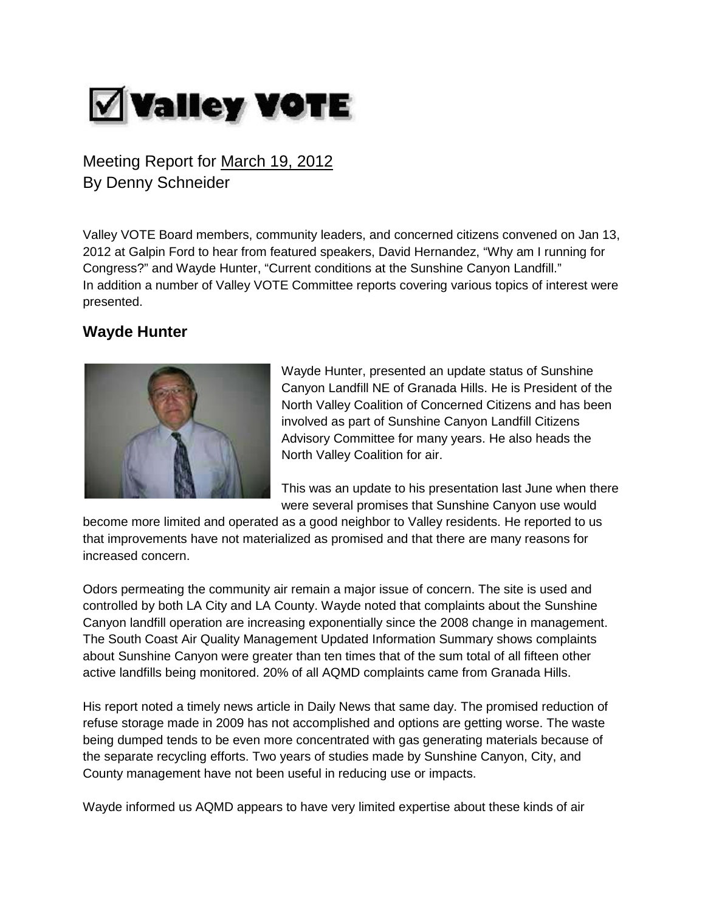# ☑ Valley VOTE

Meeting Report for March 19, 2012
By Denny Schneider

Valley VOTE Board members, community leaders, and concerned citizens convened on Jan 13, 2012 at Galpin Ford to hear from featured speakers, David Hernandez, "Why am I running for Congress?" and Wayde Hunter, "Current conditions at the Sunshine Canyon Landfill."
In addition a number of Valley VOTE Committee reports covering various topics of interest were presented.

## Wayde Hunter

Wayde Hunter, presented an update status of Sunshine Canyon Landfill NE of Granada Hills. He is President of the North Valley Coalition of Concerned Citizens and has been involved as part of Sunshine Canyon Landfill Citizens Advisory Committee for many years. He also heads the North Valley Coalition for air.

This was an update to his presentation last June when there were several promises that Sunshine Canyon use would become more limited and operated as a good neighbor to Valley residents. He reported to us that improvements have not materialized as promised and that there are many reasons for increased concern.

Odors permeating the community air remain a major issue of concern. The site is used and controlled by both LA City and LA County. Wayde noted that complaints about the Sunshine Canyon landfill operation are increasing exponentially since the 2008 change in management. The South Coast Air Quality Management Updated Information Summary shows complaints about Sunshine Canyon were greater than ten times that of the sum total of all fifteen other active landfills being monitored. 20% of all AQMD complaints came from Granada Hills.

His report noted a timely news article in Daily News that same day. The promised reduction of refuse storage made in 2009 has not accomplished and options are getting worse. The waste being dumped tends to be even more concentrated with gas generating materials because of the separate recycling efforts. Two years of studies made by Sunshine Canyon, City, and County management have not been useful in reducing use or impacts.

Wayde informed us AQMD appears to have very limited expertise about these kinds of air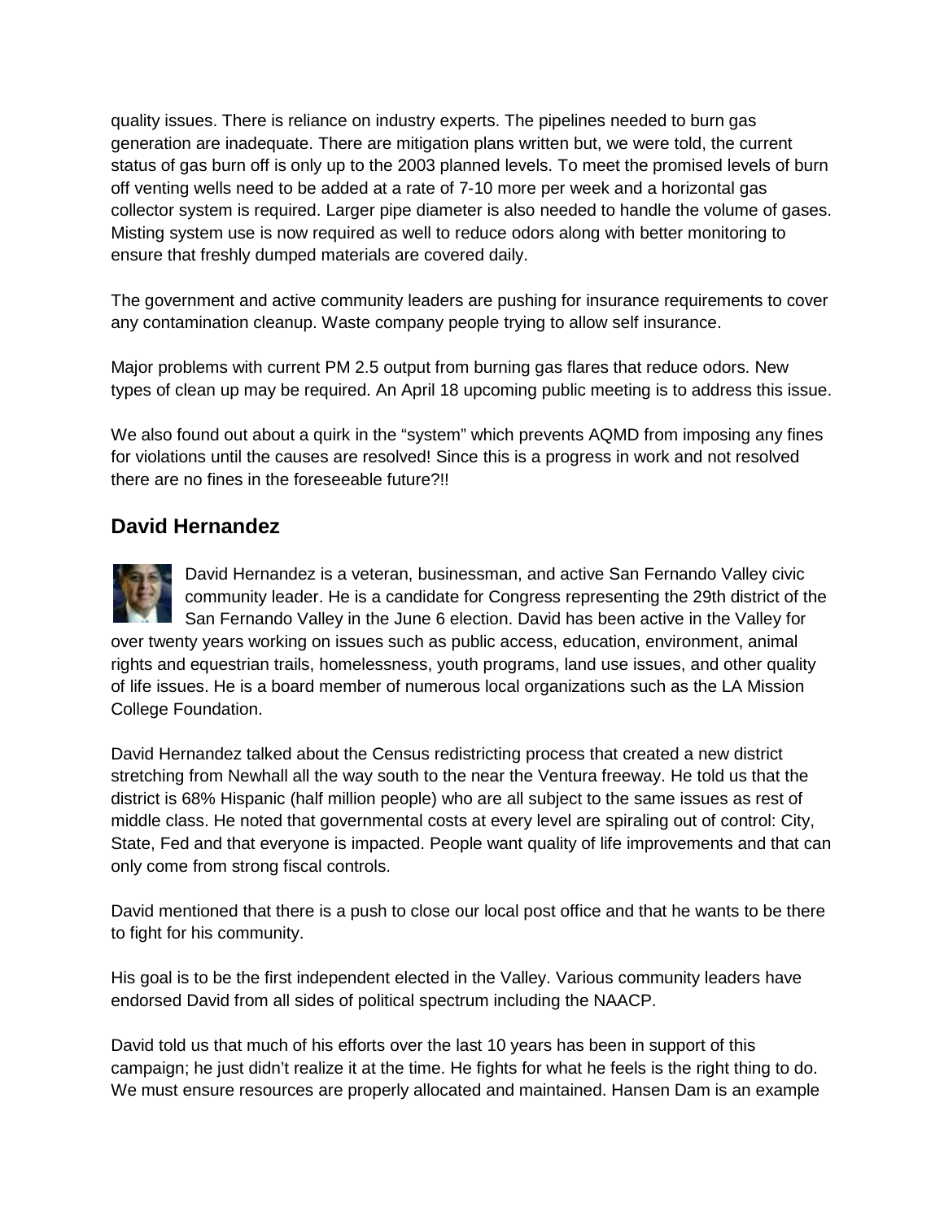quality issues. There is reliance on industry experts. The pipelines needed to burn gas generation are inadequate. There are mitigation plans written but, we were told, the current status of gas burn off is only up to the 2003 planned levels. To meet the promised levels of burn off venting wells need to be added at a rate of 7-10 more per week and a horizontal gas collector system is required. Larger pipe diameter is also needed to handle the volume of gases. Misting system use is now required as well to reduce odors along with better monitoring to ensure that freshly dumped materials are covered daily.

The government and active community leaders are pushing for insurance requirements to cover any contamination cleanup. Waste company people trying to allow self insurance.

Major problems with current PM 2.5 output from burning gas flares that reduce odors. New types of clean up may be required. An April 18 upcoming public meeting is to address this issue.

We also found out about a quirk in the "system" which prevents AQMD from imposing any fines for violations until the causes are resolved! Since this is a progress in work and not resolved there are no fines in the foreseeable future?!!

## David Hernandez

David Hernandez is a veteran, businessman, and active San Fernando Valley civic community leader. He is a candidate for Congress representing the 29th district of the San Fernando Valley in the June 6 election. David has been active in the Valley for over twenty years working on issues such as public access, education, environment, animal rights and equestrian trails, homelessness, youth programs, land use issues, and other quality of life issues. He is a board member of numerous local organizations such as the LA Mission College Foundation.

David Hernandez talked about the Census redistricting process that created a new district stretching from Newhall all the way south to the near the Ventura freeway. He told us that the district is 68% Hispanic (half million people) who are all subject to the same issues as rest of middle class. He noted that governmental costs at every level are spiraling out of control: City, State, Fed and that everyone is impacted. People want quality of life improvements and that can only come from strong fiscal controls.

David mentioned that there is a push to close our local post office and that he wants to be there to fight for his community.

His goal is to be the first independent elected in the Valley. Various community leaders have endorsed David from all sides of political spectrum including the NAACP.

David told us that much of his efforts over the last 10 years has been in support of this campaign; he just didn't realize it at the time. He fights for what he feels is the right thing to do. We must ensure resources are properly allocated and maintained. Hansen Dam is an example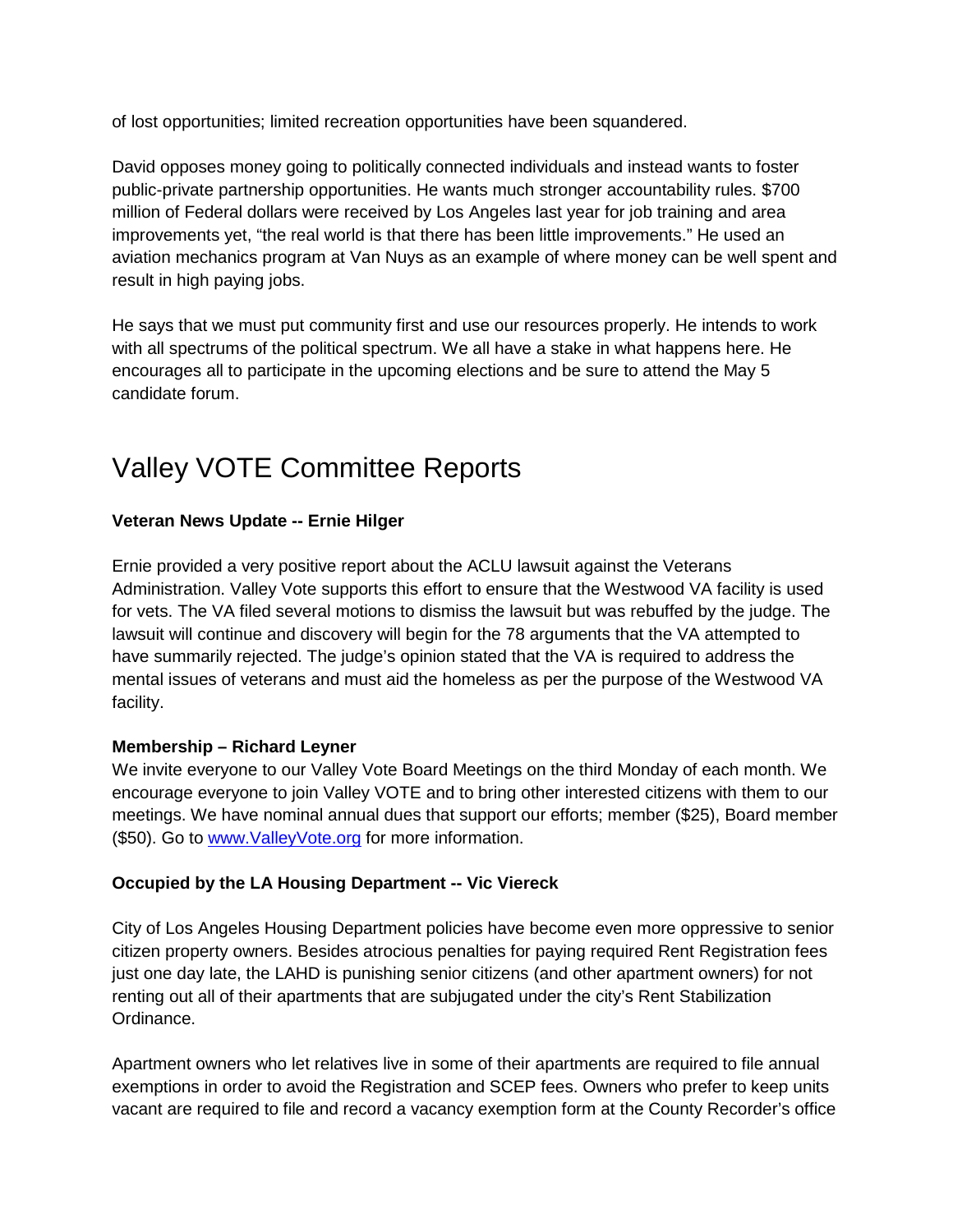of lost opportunities; limited recreation opportunities have been squandered.

David opposes money going to politically connected individuals and instead wants to foster public-private partnership opportunities. He wants much stronger accountability rules. $700 million of Federal dollars were received by Los Angeles last year for job training and area improvements yet, "the real world is that there has been little improvements." He used an aviation mechanics program at Van Nuys as an example of where money can be well spent and result in high paying jobs.

He says that we must put community first and use our resources properly. He intends to work with all spectrums of the political spectrum. We all have a stake in what happens here. He encourages all to participate in the upcoming elections and be sure to attend the May 5 candidate forum.

# Valley VOTE Committee Reports

**Veteran News Update -- Ernie Hilger**

Ernie provided a very positive report about the ACLU lawsuit against the Veterans Administration. Valley Vote supports this effort to ensure that the Westwood VA facility is used for vets. The VA filed several motions to dismiss the lawsuit but was rebuffed by the judge. The lawsuit will continue and discovery will begin for the 78 arguments that the VA attempted to have summarily rejected. The judge's opinion stated that the VA is required to address the mental issues of veterans and must aid the homeless as per the purpose of the Westwood VA facility.

**Membership – Richard Leyner**

We invite everyone to our Valley Vote Board Meetings on the third Monday of each month. We encourage everyone to join Valley VOTE and to bring other interested citizens with them to our meetings. We have nominal annual dues that support our efforts; member ($25), Board member ($50). Go to [www.ValleyVote.org](http://www.ValleyVote.org) for more information.

**Occupied by the LA Housing Department -- Vic Viereck**

City of Los Angeles Housing Department policies have become even more oppressive to senior citizen property owners. Besides atrocious penalties for paying required Rent Registration fees just one day late, the LAHD is punishing senior citizens (and other apartment owners) for not renting out all of their apartments that are subjugated under the city's Rent Stabilization Ordinance.

Apartment owners who let relatives live in some of their apartments are required to file annual exemptions in order to avoid the Registration and SCEP fees. Owners who prefer to keep units vacant are required to file and record a vacancy exemption form at the County Recorder's office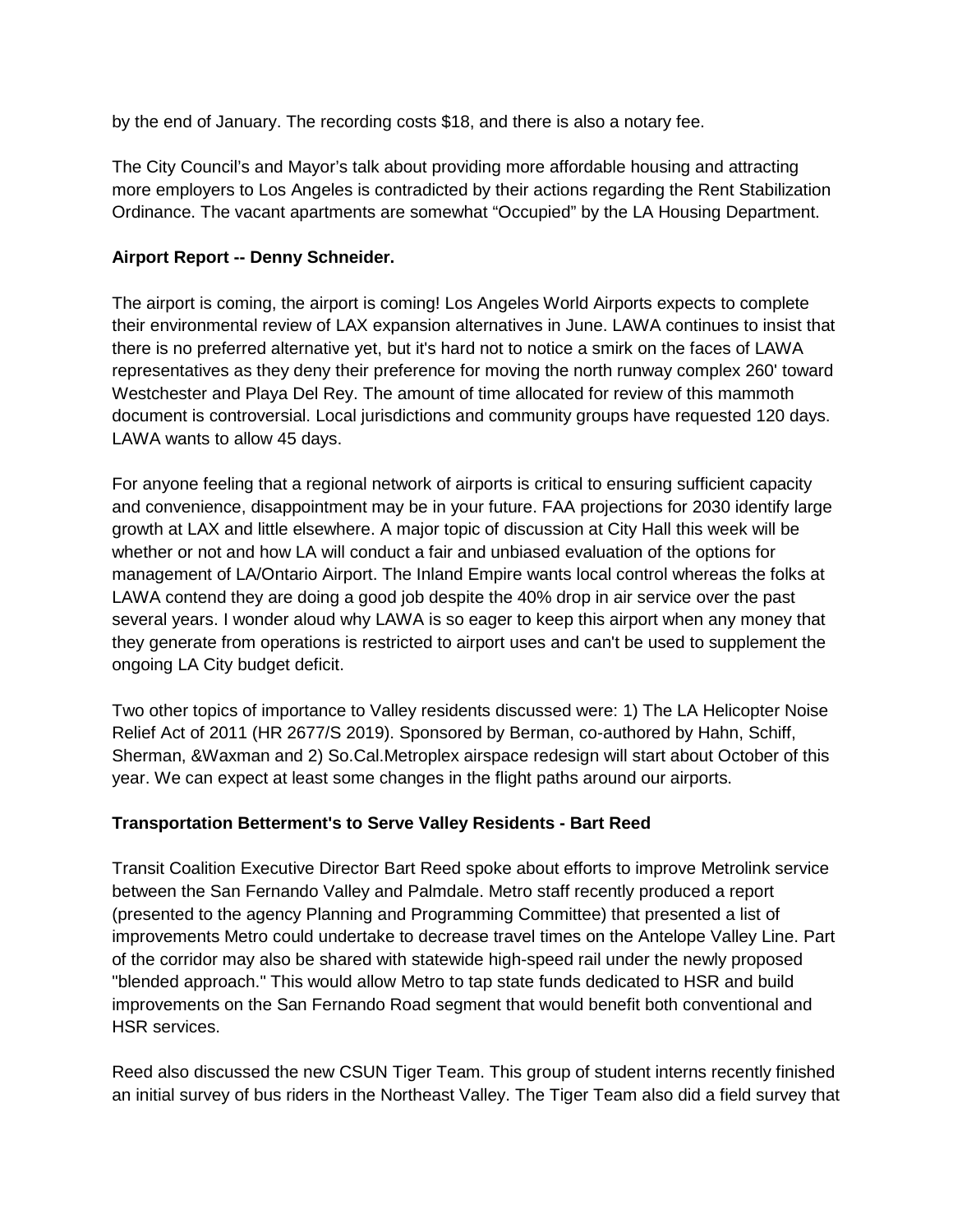by the end of January. The recording costs $18, and there is also a notary fee.

The City Council's and Mayor's talk about providing more affordable housing and attracting more employers to Los Angeles is contradicted by their actions regarding the Rent Stabilization Ordinance. The vacant apartments are somewhat "Occupied" by the LA Housing Department.

**Airport Report -- Denny Schneider.**

The airport is coming, the airport is coming! Los Angeles World Airports expects to complete their environmental review of LAX expansion alternatives in June. LAWA continues to insist that there is no preferred alternative yet, but it's hard not to notice a smirk on the faces of LAWA representatives as they deny their preference for moving the north runway complex 260' toward Westchester and Playa Del Rey. The amount of time allocated for review of this mammoth document is controversial. Local jurisdictions and community groups have requested 120 days. LAWA wants to allow 45 days.

For anyone feeling that a regional network of airports is critical to ensuring sufficient capacity and convenience, disappointment may be in your future. FAA projections for 2030 identify large growth at LAX and little elsewhere. A major topic of discussion at City Hall this week will be whether or not and how LA will conduct a fair and unbiased evaluation of the options for management of LA/Ontario Airport. The Inland Empire wants local control whereas the folks at LAWA contend they are doing a good job despite the 40% drop in air service over the past several years. I wonder aloud why LAWA is so eager to keep this airport when any money that they generate from operations is restricted to airport uses and can't be used to supplement the ongoing LA City budget deficit.

Two other topics of importance to Valley residents discussed were: 1) The LA Helicopter Noise Relief Act of 2011 (HR 2677/S 2019). Sponsored by Berman, co-authored by Hahn, Schiff, Sherman, &Waxman and 2) So.Cal.Metroplex airspace redesign will start about October of this year. We can expect at least some changes in the flight paths around our airports.

**Transportation Betterment's to Serve Valley Residents - Bart Reed**

Transit Coalition Executive Director Bart Reed spoke about efforts to improve Metrolink service between the San Fernando Valley and Palmdale. Metro staff recently produced a report (presented to the agency Planning and Programming Committee) that presented a list of improvements Metro could undertake to decrease travel times on the Antelope Valley Line. Part of the corridor may also be shared with statewide high-speed rail under the newly proposed "blended approach." This would allow Metro to tap state funds dedicated to HSR and build improvements on the San Fernando Road segment that would benefit both conventional and HSR services.

Reed also discussed the new CSUN Tiger Team. This group of student interns recently finished an initial survey of bus riders in the Northeast Valley. The Tiger Team also did a field survey that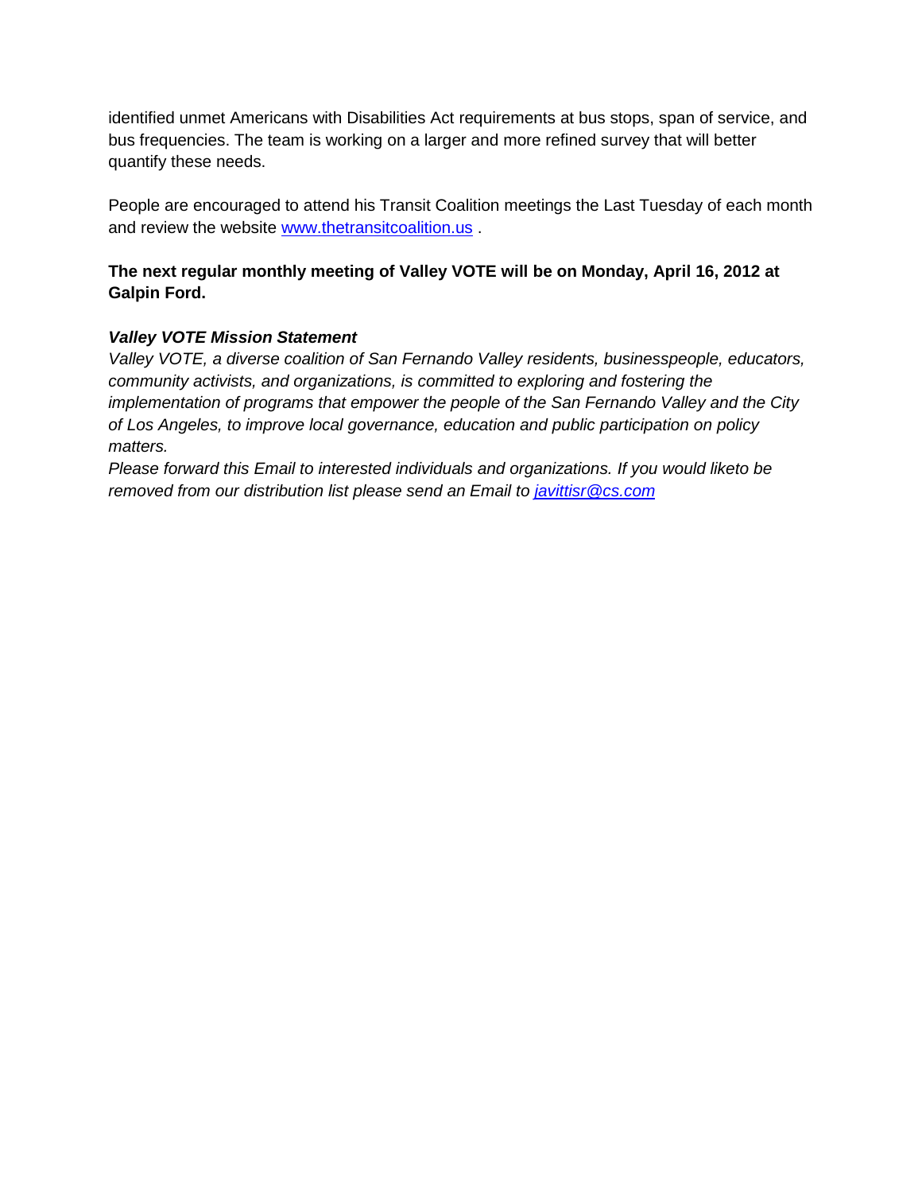identified unmet Americans with Disabilities Act requirements at bus stops, span of service, and bus frequencies. The team is working on a larger and more refined survey that will better quantify these needs.

People are encouraged to attend his Transit Coalition meetings the Last Tuesday of each month and review the website [www.thetransitcoalition.us](http://www.thetransitcoalition.us) .

**The next regular monthly meeting of Valley VOTE will be on Monday, April 16, 2012 at Galpin Ford.**

***Valley VOTE Mission Statement***

*Valley VOTE, a diverse coalition of San Fernando Valley residents, businesspeople, educators, community activists, and organizations, is committed to exploring and fostering the implementation of programs that empower the people of the San Fernando Valley and the City of Los Angeles, to improve local governance, education and public participation on policy matters.*

*Please forward this Email to interested individuals and organizations. If you would liketo be removed from our distribution list please send an Email to [javittisr@cs.com](mailto:javittisr@cs.com)*